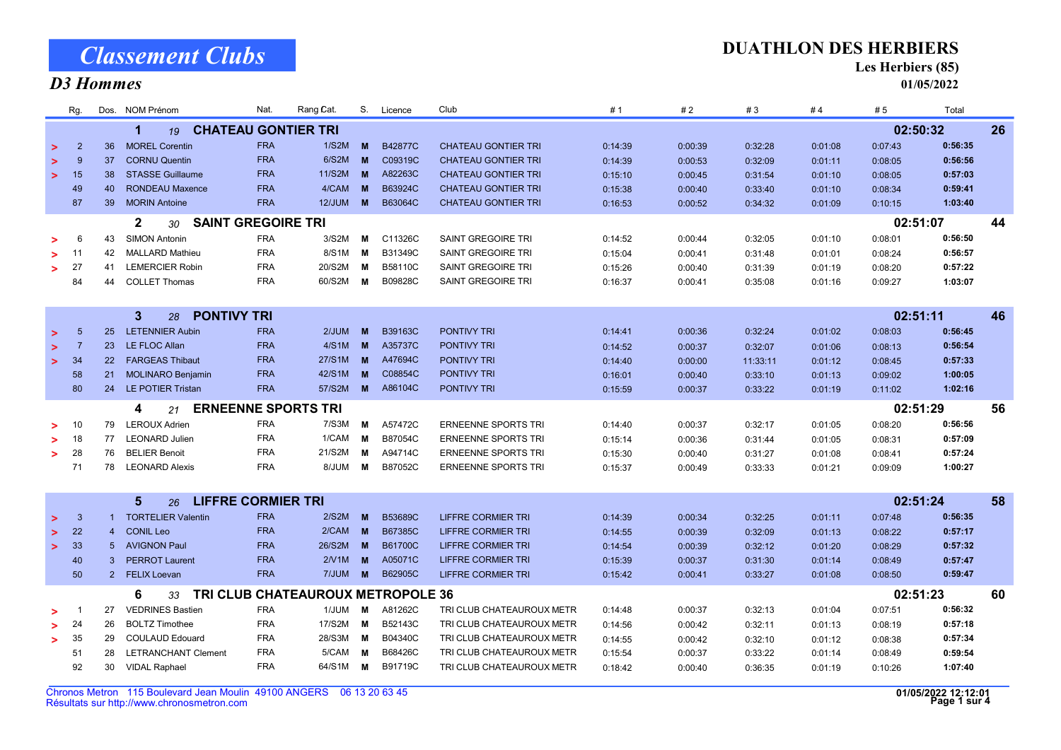# Classement Clubs

## D3 Hommes

**DUATHLON DES HERBIERS**
**Les Herbiers (85)**
**01/05/2022**

| | Rg. | Dos. | NOM Prénom | Nat. | Rang Cat. | S. | Licence | Club | # 1 | # 2 | # 3 | # 4 | # 5 | Total | |
|---|---|---|---|---|---|---|---|---|---|---|---|---|---|---|---|
| | | | **1** *19* **CHATEAU GONTIER TRI** | | | | | | | | | | | **02:50:32** | **26** |
| > | 2 | 36 | MOREL Corentin | FRA | 1/S2M | M | B42877C | CHATEAU GONTIER TRI | 0:14:39 | 0:00:39 | 0:32:28 | 0:01:08 | 0:07:43 | **0:56:35** | |
| > | 9 | 37 | CORNU Quentin | FRA | 6/S2M | M | C09319C | CHATEAU GONTIER TRI | 0:14:39 | 0:00:53 | 0:32:09 | 0:01:11 | 0:08:05 | **0:56:56** | |
| > | 15 | 38 | STASSE Guillaume | FRA | 11/S2M | M | A82263C | CHATEAU GONTIER TRI | 0:15:10 | 0:00:45 | 0:31:54 | 0:01:10 | 0:08:05 | **0:57:03** | |
| | 49 | 40 | RONDEAU Maxence | FRA | 4/CAM | M | B63924C | CHATEAU GONTIER TRI | 0:15:38 | 0:00:40 | 0:33:40 | 0:01:10 | 0:08:34 | **0:59:41** | |
| | 87 | 39 | MORIN Antoine | FRA | 12/JUM | M | B63064C | CHATEAU GONTIER TRI | 0:16:53 | 0:00:52 | 0:34:32 | 0:01:09 | 0:10:15 | **1:03:40** | |
| | | | **2** *30* **SAINT GREGOIRE TRI** | | | | | | | | | | | **02:51:07** | **44** |
| > | 6 | 43 | SIMON Antonin | FRA | 3/S2M | M | C11326C | SAINT GREGOIRE TRI | 0:14:52 | 0:00:44 | 0:32:05 | 0:01:10 | 0:08:01 | **0:56:50** | |
| > | 11 | 42 | MALLARD Mathieu | FRA | 8/S1M | M | B31349C | SAINT GREGOIRE TRI | 0:15:04 | 0:00:41 | 0:31:48 | 0:01:01 | 0:08:24 | **0:56:57** | |
| > | 27 | 41 | LEMERCIER Robin | FRA | 20/S2M | M | B58110C | SAINT GREGOIRE TRI | 0:15:26 | 0:00:40 | 0:31:39 | 0:01:19 | 0:08:20 | **0:57:22** | |
| | 84 | 44 | COLLET Thomas | FRA | 60/S2M | M | B09828C | SAINT GREGOIRE TRI | 0:16:37 | 0:00:41 | 0:35:08 | 0:01:16 | 0:09:27 | **1:03:07** | |
| | | | **3** *28* **PONTIVY TRI** | | | | | | | | | | | **02:51:11** | **46** |
| > | 5 | 25 | LETENNIER Aubin | FRA | 2/JUM | M | B39163C | PONTIVY TRI | 0:14:41 | 0:00:36 | 0:32:24 | 0:01:02 | 0:08:03 | **0:56:45** | |
| > | 7 | 23 | LE FLOC Allan | FRA | 4/S1M | M | A35737C | PONTIVY TRI | 0:14:52 | 0:00:37 | 0:32:07 | 0:01:06 | 0:08:13 | **0:56:54** | |
| > | 34 | 22 | FARGEAS Thibaut | FRA | 27/S1M | M | A47694C | PONTIVY TRI | 0:14:40 | 0:00:00 | 11:33:11 | 0:01:12 | 0:08:45 | **0:57:33** | |
| | 58 | 21 | MOLINARO Benjamin | FRA | 42/S1M | M | C08854C | PONTIVY TRI | 0:16:01 | 0:00:40 | 0:33:10 | 0:01:13 | 0:09:02 | **1:00:05** | |
| | 80 | 24 | LE POTIER Tristan | FRA | 57/S2M | M | A86104C | PONTIVY TRI | 0:15:59 | 0:00:37 | 0:33:22 | 0:01:19 | 0:11:02 | **1:02:16** | |
| | | | **4** *21* **ERNEENNE SPORTS TRI** | | | | | | | | | | | **02:51:29** | **56** |
| > | 10 | 79 | LEROUX Adrien | FRA | 7/S3M | M | A57472C | ERNEENNE SPORTS TRI | 0:14:40 | 0:00:37 | 0:32:17 | 0:01:05 | 0:08:20 | **0:56:56** | |
| > | 18 | 77 | LEONARD Julien | FRA | 1/CAM | M | B87054C | ERNEENNE SPORTS TRI | 0:15:14 | 0:00:36 | 0:31:44 | 0:01:05 | 0:08:31 | **0:57:09** | |
| > | 28 | 76 | BELIER Benoit | FRA | 21/S2M | M | A94714C | ERNEENNE SPORTS TRI | 0:15:30 | 0:00:40 | 0:31:27 | 0:01:08 | 0:08:41 | **0:57:24** | |
| | 71 | 78 | LEONARD Alexis | FRA | 8/JUM | M | B87052C | ERNEENNE SPORTS TRI | 0:15:37 | 0:00:49 | 0:33:33 | 0:01:21 | 0:09:09 | **1:00:27** | |
| | | | **5** *26* **LIFFRE CORMIER TRI** | | | | | | | | | | | **02:51:24** | **58** |
| > | 3 | 1 | TORTELIER Valentin | FRA | 2/S2M | M | B53689C | LIFFRE CORMIER TRI | 0:14:39 | 0:00:34 | 0:32:25 | 0:01:11 | 0:07:48 | **0:56:35** | |
| > | 22 | 4 | CONIL Leo | FRA | 2/CAM | M | B67385C | LIFFRE CORMIER TRI | 0:14:55 | 0:00:39 | 0:32:09 | 0:01:13 | 0:08:22 | **0:57:17** | |
| > | 33 | 5 | AVIGNON Paul | FRA | 26/S2M | M | B61700C | LIFFRE CORMIER TRI | 0:14:54 | 0:00:39 | 0:32:12 | 0:01:20 | 0:08:29 | **0:57:32** | |
| | 40 | 3 | PERROT Laurent | FRA | 2/V1M | M | A05071C | LIFFRE CORMIER TRI | 0:15:39 | 0:00:37 | 0:31:30 | 0:01:14 | 0:08:49 | **0:57:47** | |
| | 50 | 2 | FELIX Loevan | FRA | 7/JUM | M | B62905C | LIFFRE CORMIER TRI | 0:15:42 | 0:00:41 | 0:33:27 | 0:01:08 | 0:08:50 | **0:59:47** | |
| | | | **6** *33* **TRI CLUB CHATEAUROUX METROPOLE 36** | | | | | | | | | | | **02:51:23** | **60** |
| > | 1 | 27 | VEDRINES Bastien | FRA | 1/JUM | M | A81262C | TRI CLUB CHATEAUROUX METR | 0:14:48 | 0:00:37 | 0:32:13 | 0:01:04 | 0:07:51 | **0:56:32** | |
| > | 24 | 26 | BOLTZ Timothee | FRA | 17/S2M | M | B52143C | TRI CLUB CHATEAUROUX METR | 0:14:56 | 0:00:42 | 0:32:11 | 0:01:13 | 0:08:19 | **0:57:18** | |
| > | 35 | 29 | COULAUD Edouard | FRA | 28/S3M | M | B04340C | TRI CLUB CHATEAUROUX METR | 0:14:55 | 0:00:42 | 0:32:10 | 0:01:12 | 0:08:38 | **0:57:34** | |
| | 51 | 28 | LETRANCHANT Clement | FRA | 5/CAM | M | B68426C | TRI CLUB CHATEAUROUX METR | 0:15:54 | 0:00:37 | 0:33:22 | 0:01:14 | 0:08:49 | **0:59:54** | |
| | 92 | 30 | VIDAL Raphael | FRA | 64/S1M | M | B91719C | TRI CLUB CHATEAUROUX METR | 0:18:42 | 0:00:40 | 0:36:35 | 0:01:19 | 0:10:26 | **1:07:40** | |

Chronos Metron 115 Boulevard Jean Moulin 49100 ANGERS 06 13 20 63 45
Résultats sur http://www.chronosmetron.com

**01/05/2022 12:12:01**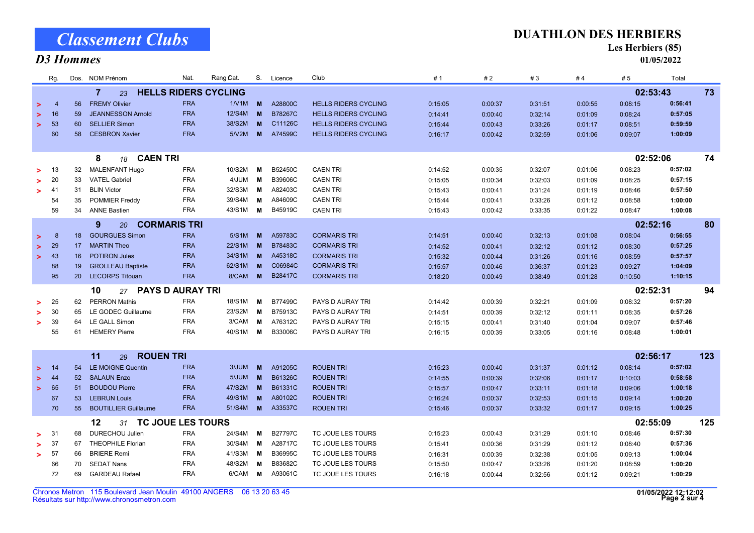# Classement Clubs

## D3 Hommes

**DUATHLON DES HERBIERS**
**Les Herbiers (85)**
**01/05/2022**

| | Rg. | Dos. | NOM Prénom | Nat. | Rang Cat. | S. | Licence | Club | # 1 | # 2 | # 3 | # 4 | # 5 | Total | |
|---|---|---|---|---|---|---|---|---|---|---|---|---|---|---|---|
| | | | **7** 23 **HELLS RIDERS CYCLING** | | | | | | | | | | | **02:53:43** | **73** |
| > | 4 | 56 | FREMY Olivier | FRA | 1/V1M | M | A28800C | HELLS RIDERS CYCLING | 0:15:05 | 0:00:37 | 0:31:51 | 0:00:55 | 0:08:15 | **0:56:41** | |
| > | 16 | 59 | JEANNESSON Arnold | FRA | 12/S4M | M | B78267C | HELLS RIDERS CYCLING | 0:14:41 | 0:00:40 | 0:32:14 | 0:01:09 | 0:08:24 | **0:57:05** | |
| > | 53 | 60 | SELLIER Simon | FRA | 38/S2M | M | C11126C | HELLS RIDERS CYCLING | 0:15:44 | 0:00:43 | 0:33:26 | 0:01:17 | 0:08:51 | **0:59:59** | |
| | 60 | 58 | CESBRON Xavier | FRA | 5/V2M | M | A74599C | HELLS RIDERS CYCLING | 0:16:17 | 0:00:42 | 0:32:59 | 0:01:06 | 0:09:07 | **1:00:09** | |
| | | | **8** 18 **CAEN TRI** | | | | | | | | | | | **02:52:06** | **74** |
| > | 13 | 32 | MALENFANT Hugo | FRA | 10/S2M | M | B52450C | CAEN TRI | 0:14:52 | 0:00:35 | 0:32:07 | 0:01:06 | 0:08:23 | **0:57:02** | |
| > | 20 | 33 | VATEL Gabriel | FRA | 4/JUM | M | B39606C | CAEN TRI | 0:15:05 | 0:00:34 | 0:32:03 | 0:01:09 | 0:08:25 | **0:57:15** | |
| > | 41 | 31 | BLIN Victor | FRA | 32/S3M | M | A82403C | CAEN TRI | 0:15:43 | 0:00:41 | 0:31:24 | 0:01:19 | 0:08:46 | **0:57:50** | |
| | 54 | 35 | POMMIER Freddy | FRA | 39/S4M | M | A84609C | CAEN TRI | 0:15:44 | 0:00:41 | 0:33:26 | 0:01:12 | 0:08:58 | **1:00:00** | |
| | 59 | 34 | ANNE Bastien | FRA | 43/S1M | M | B45919C | CAEN TRI | 0:15:43 | 0:00:42 | 0:33:35 | 0:01:22 | 0:08:47 | **1:00:08** | |
| | | | **9** 20 **CORMARIS TRI** | | | | | | | | | | | **02:52:16** | **80** |
| > | 8 | 18 | GOURGUES Simon | FRA | 5/S1M | M | A59783C | CORMARIS TRI | 0:14:51 | 0:00:40 | 0:32:13 | 0:01:08 | 0:08:04 | **0:56:55** | |
| > | 29 | 17 | MARTIN Theo | FRA | 22/S1M | M | B78483C | CORMARIS TRI | 0:14:52 | 0:00:41 | 0:32:12 | 0:01:12 | 0:08:30 | **0:57:25** | |
| > | 43 | 16 | POTIRON Jules | FRA | 34/S1M | M | A45318C | CORMARIS TRI | 0:15:32 | 0:00:44 | 0:31:26 | 0:01:16 | 0:08:59 | **0:57:57** | |
| | 88 | 19 | GROLLEAU Baptiste | FRA | 62/S1M | M | C06984C | CORMARIS TRI | 0:15:57 | 0:00:46 | 0:36:37 | 0:01:23 | 0:09:27 | **1:04:09** | |
| | 95 | 20 | LECORPS Titouan | FRA | 8/CAM | M | B28417C | CORMARIS TRI | 0:18:20 | 0:00:49 | 0:38:49 | 0:01:28 | 0:10:50 | **1:10:15** | |
| | | | **10** 27 **PAYS D AURAY TRI** | | | | | | | | | | | **02:52:31** | **94** |
| > | 25 | 62 | PERRON Mathis | FRA | 18/S1M | M | B77499C | PAYS D AURAY TRI | 0:14:42 | 0:00:39 | 0:32:21 | 0:01:09 | 0:08:32 | **0:57:20** | |
| > | 30 | 65 | LE GODEC Guillaume | FRA | 23/S2M | M | B75913C | PAYS D AURAY TRI | 0:14:51 | 0:00:39 | 0:32:12 | 0:01:11 | 0:08:35 | **0:57:26** | |
| > | 39 | 64 | LE GALL Simon | FRA | 3/CAM | M | A76312C | PAYS D AURAY TRI | 0:15:15 | 0:00:41 | 0:31:40 | 0:01:04 | 0:09:07 | **0:57:46** | |
| | 55 | 61 | HEMERY Pierre | FRA | 40/S1M | M | B33006C | PAYS D AURAY TRI | 0:16:15 | 0:00:39 | 0:33:05 | 0:01:16 | 0:08:48 | **1:00:01** | |
| | | | **11** 29 **ROUEN TRI** | | | | | | | | | | | **02:56:17** | **123** |
| > | 14 | 54 | LE MOIGNE Quentin | FRA | 3/JUM | M | A91205C | ROUEN TRI | 0:15:23 | 0:00:40 | 0:31:37 | 0:01:12 | 0:08:14 | **0:57:02** | |
| > | 44 | 52 | SALAUN Enzo | FRA | 5/JUM | M | B61326C | ROUEN TRI | 0:14:55 | 0:00:39 | 0:32:06 | 0:01:17 | 0:10:03 | **0:58:58** | |
| > | 65 | 51 | BOUDOU Pierre | FRA | 47/S2M | M | B61331C | ROUEN TRI | 0:15:57 | 0:00:47 | 0:33:11 | 0:01:18 | 0:09:06 | **1:00:18** | |
| | 67 | 53 | LEBRUN Louis | FRA | 49/S1M | M | A80102C | ROUEN TRI | 0:16:24 | 0:00:37 | 0:32:53 | 0:01:15 | 0:09:14 | **1:00:20** | |
| | 70 | 55 | BOUTILLIER Guillaume | FRA | 51/S4M | M | A33537C | ROUEN TRI | 0:15:46 | 0:00:37 | 0:33:32 | 0:01:17 | 0:09:15 | **1:00:25** | |
| | | | **12** 31 **TC JOUE LES TOURS** | | | | | | | | | | | **02:55:09** | **125** |
| > | 31 | 68 | DURECHOU Julien | FRA | 24/S4M | M | B27797C | TC JOUE LES TOURS | 0:15:23 | 0:00:43 | 0:31:29 | 0:01:10 | 0:08:46 | **0:57:30** | |
| > | 37 | 67 | THEOPHILE Florian | FRA | 30/S4M | M | A28717C | TC JOUE LES TOURS | 0:15:41 | 0:00:36 | 0:31:29 | 0:01:12 | 0:08:40 | **0:57:36** | |
| > | 57 | 66 | BRIERE Remi | FRA | 41/S3M | M | B36995C | TC JOUE LES TOURS | 0:16:31 | 0:00:39 | 0:32:38 | 0:01:05 | 0:09:13 | **1:00:04** | |
| | 66 | 70 | SEDAT Nans | FRA | 48/S2M | M | B83682C | TC JOUE LES TOURS | 0:15:50 | 0:00:47 | 0:33:26 | 0:01:20 | 0:08:59 | **1:00:20** | |
| | 72 | 69 | GARDEAU Rafael | FRA | 6/CAM | M | A93061C | TC JOUE LES TOURS | 0:16:18 | 0:00:44 | 0:32:56 | 0:01:12 | 0:09:21 | **1:00:29** | |

Chronos Metron 115 Boulevard Jean Moulin 49100 ANGERS 06 13 20 63 45
Résultats sur http://www.chronosmetron.com

**01/05/2022 12:12:02**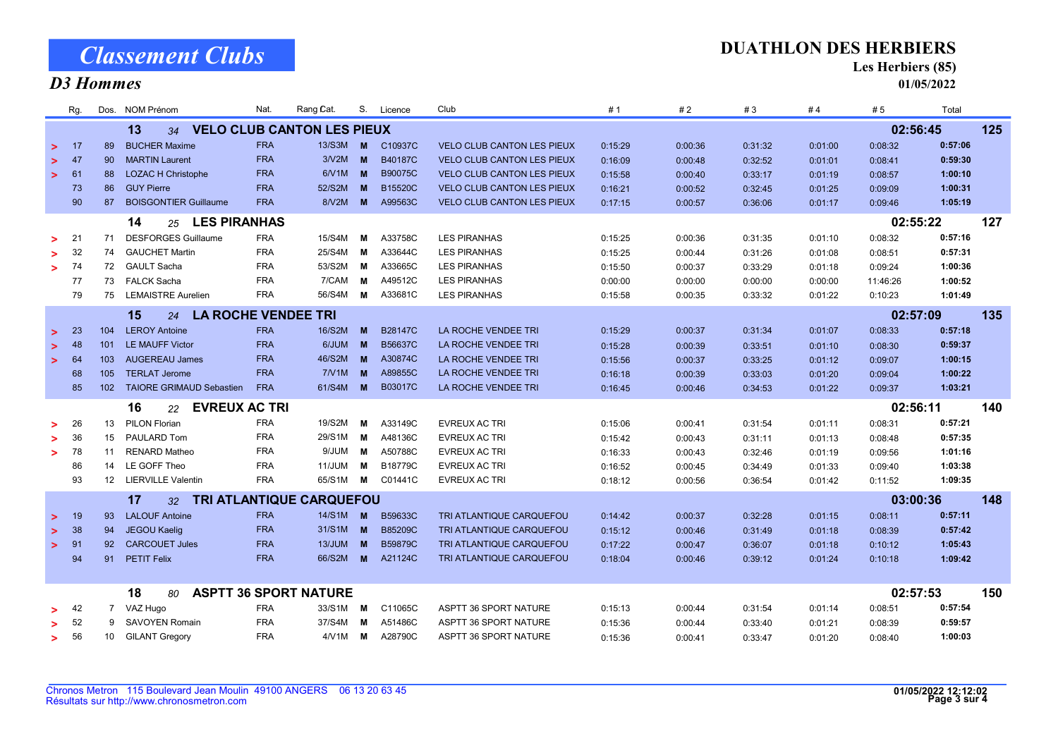# Classement Clubs

## D3 Hommes

**DUATHLON DES HERBIERS**
**Les Herbiers (85)**
**01/05/2022**

| | Rg. | Dos. | NOM Prénom | Nat. | Rang Cat. | S. | Licence | Club | # 1 | # 2 | # 3 | # 4 | # 5 | Total | |
|---|---|---|---|---|---|---|---|---|---|---|---|---|---|---|---|
| | | | **13** *34* **VELO CLUB CANTON LES PIEUX** | | | | | | | | | | | **02:56:45** | **125** |
| > | 17 | 89 | BUCHER Maxime | FRA | 13/S3M | M | C10937C | VELO CLUB CANTON LES PIEUX | 0:15:29 | 0:00:36 | 0:31:32 | 0:01:00 | 0:08:32 | **0:57:06** | |
| > | 47 | 90 | MARTIN Laurent | FRA | 3/V2M | M | B40187C | VELO CLUB CANTON LES PIEUX | 0:16:09 | 0:00:48 | 0:32:52 | 0:01:01 | 0:08:41 | **0:59:30** | |
| > | 61 | 88 | LOZAC H Christophe | FRA | 6/V1M | M | B90075C | VELO CLUB CANTON LES PIEUX | 0:15:58 | 0:00:40 | 0:33:17 | 0:01:19 | 0:08:57 | **1:00:10** | |
| | 73 | 86 | GUY Pierre | FRA | 52/S2M | M | B15520C | VELO CLUB CANTON LES PIEUX | 0:16:21 | 0:00:52 | 0:32:45 | 0:01:25 | 0:09:09 | **1:00:31** | |
| | 90 | 87 | BOISGONTIER Guillaume | FRA | 8/V2M | M | A99563C | VELO CLUB CANTON LES PIEUX | 0:17:15 | 0:00:57 | 0:36:06 | 0:01:17 | 0:09:46 | **1:05:19** | |
| | | | **14** *25* **LES PIRANHAS** | | | | | | | | | | | **02:55:22** | **127** |
| > | 21 | 71 | DESFORGES Guillaume | FRA | 15/S4M | M | A33758C | LES PIRANHAS | 0:15:25 | 0:00:36 | 0:31:35 | 0:01:10 | 0:08:32 | **0:57:16** | |
| > | 32 | 74 | GAUCHET Martin | FRA | 25/S4M | M | A33644C | LES PIRANHAS | 0:15:25 | 0:00:44 | 0:31:26 | 0:01:08 | 0:08:51 | **0:57:31** | |
| > | 74 | 72 | GAULT Sacha | FRA | 53/S2M | M | A33665C | LES PIRANHAS | 0:15:50 | 0:00:37 | 0:33:29 | 0:01:18 | 0:09:24 | **1:00:36** | |
| | 77 | 73 | FALCK Sacha | FRA | 7/CAM | M | A49512C | LES PIRANHAS | 0:00:00 | 0:00:00 | 0:00:00 | 0:00:00 | 11:46:26 | **1:00:52** | |
| | 79 | 75 | LEMAISTRE Aurelien | FRA | 56/S4M | M | A33681C | LES PIRANHAS | 0:15:58 | 0:00:35 | 0:33:32 | 0:01:22 | 0:10:23 | **1:01:49** | |
| | | | **15** *24* **LA ROCHE VENDEE TRI** | | | | | | | | | | | **02:57:09** | **135** |
| > | 23 | 104 | LEROY Antoine | FRA | 16/S2M | M | B28147C | LA ROCHE VENDEE TRI | 0:15:29 | 0:00:37 | 0:31:34 | 0:01:07 | 0:08:33 | **0:57:18** | |
| > | 48 | 101 | LE MAUFF Victor | FRA | 6/JUM | M | B56637C | LA ROCHE VENDEE TRI | 0:15:28 | 0:00:39 | 0:33:51 | 0:01:10 | 0:08:30 | **0:59:37** | |
| > | 64 | 103 | AUGEREAU James | FRA | 46/S2M | M | A30874C | LA ROCHE VENDEE TRI | 0:15:56 | 0:00:37 | 0:33:25 | 0:01:12 | 0:09:07 | **1:00:15** | |
| | 68 | 105 | TERLAT Jerome | FRA | 7/V1M | M | A89855C | LA ROCHE VENDEE TRI | 0:16:18 | 0:00:39 | 0:33:03 | 0:01:20 | 0:09:04 | **1:00:22** | |
| | 85 | 102 | TAIORE GRIMAUD Sebastien | FRA | 61/S4M | M | B03017C | LA ROCHE VENDEE TRI | 0:16:45 | 0:00:46 | 0:34:53 | 0:01:22 | 0:09:37 | **1:03:21** | |
| | | | **16** *22* **EVREUX AC TRI** | | | | | | | | | | | **02:56:11** | **140** |
| > | 26 | 13 | PILON Florian | FRA | 19/S2M | M | A33149C | EVREUX AC TRI | 0:15:06 | 0:00:41 | 0:31:54 | 0:01:11 | 0:08:31 | **0:57:21** | |
| > | 36 | 15 | PAULARD Tom | FRA | 29/S1M | M | A48136C | EVREUX AC TRI | 0:15:42 | 0:00:43 | 0:31:11 | 0:01:13 | 0:08:48 | **0:57:35** | |
| > | 78 | 11 | RENARD Matheo | FRA | 9/JUM | M | A50788C | EVREUX AC TRI | 0:16:33 | 0:00:43 | 0:32:46 | 0:01:19 | 0:09:56 | **1:01:16** | |
| | 86 | 14 | LE GOFF Theo | FRA | 11/JUM | M | B18779C | EVREUX AC TRI | 0:16:52 | 0:00:45 | 0:34:49 | 0:01:33 | 0:09:40 | **1:03:38** | |
| | 93 | 12 | LIERVILLE Valentin | FRA | 65/S1M | M | C01441C | EVREUX AC TRI | 0:18:12 | 0:00:56 | 0:36:54 | 0:01:42 | 0:11:52 | **1:09:35** | |
| | | | **17** *32* **TRI ATLANTIQUE CARQUEFOU** | | | | | | | | | | | **03:00:36** | **148** |
| > | 19 | 93 | LALOUF Antoine | FRA | 14/S1M | M | B59633C | TRI ATLANTIQUE CARQUEFOU | 0:14:42 | 0:00:37 | 0:32:28 | 0:01:15 | 0:08:11 | **0:57:11** | |
| > | 38 | 94 | JEGOU Kaelig | FRA | 31/S1M | M | B85209C | TRI ATLANTIQUE CARQUEFOU | 0:15:12 | 0:00:46 | 0:31:49 | 0:01:18 | 0:08:39 | **0:57:42** | |
| > | 91 | 92 | CARCOUET Jules | FRA | 13/JUM | M | B59879C | TRI ATLANTIQUE CARQUEFOU | 0:17:22 | 0:00:47 | 0:36:07 | 0:01:18 | 0:10:12 | **1:05:43** | |
| | 94 | 91 | PETIT Felix | FRA | 66/S2M | M | A21124C | TRI ATLANTIQUE CARQUEFOU | 0:18:04 | 0:00:46 | 0:39:12 | 0:01:24 | 0:10:18 | **1:09:42** | |
| | | | **18** *80* **ASPTT 36 SPORT NATURE** | | | | | | | | | | | **02:57:53** | **150** |
| > | 42 | 7 | VAZ Hugo | FRA | 33/S1M | M | C11065C | ASPTT 36 SPORT NATURE | 0:15:13 | 0:00:44 | 0:31:54 | 0:01:14 | 0:08:51 | **0:57:54** | |
| > | 52 | 9 | SAVOYEN Romain | FRA | 37/S4M | M | A51486C | ASPTT 36 SPORT NATURE | 0:15:36 | 0:00:44 | 0:33:40 | 0:01:21 | 0:08:39 | **0:59:57** | |
| > | 56 | 10 | GILANT Gregory | FRA | 4/V1M | M | A28790C | ASPTT 36 SPORT NATURE | 0:15:36 | 0:00:41 | 0:33:47 | 0:01:20 | 0:08:40 | **1:00:03** | |

Chronos Metron 115 Boulevard Jean Moulin 49100 ANGERS 06 13 20 63 45
Résultats sur http://www.chronosmetron.com

**01/05/2022 12:12:02**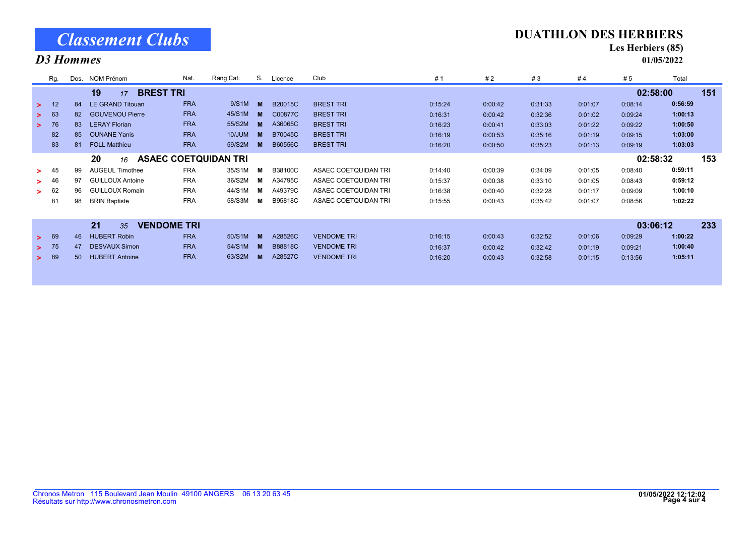# Classement Clubs

## D3 Hommes

**DUATHLON DES HERBIERS**
**Les Herbiers (85)**
**01/05/2022**

| | Rg. | Dos. | NOM Prénom | Nat. | Rang Cat. | S. | Licence | Club | # 1 | # 2 | # 3 | # 4 | # 5 | Total | |
|---|---|---|---|---|---|---|---|---|---|---|---|---|---|---|---|
| | | | **19** *17* **BREST TRI** | | | | | | | | | | | **02:58:00** | **151** |
| > | 12 | 84 | LE GRAND Titouan | FRA | 9/S1M | M | B20015C | BREST TRI | 0:15:24 | 0:00:42 | 0:31:33 | 0:01:07 | 0:08:14 | **0:56:59** | |
| > | 63 | 82 | GOUVENOU Pierre | FRA | 45/S1M | M | C00877C | BREST TRI | 0:16:31 | 0:00:42 | 0:32:36 | 0:01:02 | 0:09:24 | **1:00:13** | |
| > | 76 | 83 | LERAY Florian | FRA | 55/S2M | M | A36065C | BREST TRI | 0:16:23 | 0:00:41 | 0:33:03 | 0:01:22 | 0:09:22 | **1:00:50** | |
| | 82 | 85 | OUNANE Yanis | FRA | 10/JUM | M | B70045C | BREST TRI | 0:16:19 | 0:00:53 | 0:35:16 | 0:01:19 | 0:09:15 | **1:03:00** | |
| | 83 | 81 | FOLL Matthieu | FRA | 59/S2M | M | B60556C | BREST TRI | 0:16:20 | 0:00:50 | 0:35:23 | 0:01:13 | 0:09:19 | **1:03:03** | |
| | | | **20** *16* **ASAEC COETQUIDAN TRI** | | | | | | | | | | | **02:58:32** | **153** |
| > | 45 | 99 | AUGEUL Timothee | FRA | 35/S1M | M | B38100C | ASAEC COETQUIDAN TRI | 0:14:40 | 0:00:39 | 0:34:09 | 0:01:05 | 0:08:40 | **0:59:11** | |
| > | 46 | 97 | GUILLOUX Antoine | FRA | 36/S2M | M | A34795C | ASAEC COETQUIDAN TRI | 0:15:37 | 0:00:38 | 0:33:10 | 0:01:05 | 0:08:43 | **0:59:12** | |
| > | 62 | 96 | GUILLOUX Romain | FRA | 44/S1M | M | A49379C | ASAEC COETQUIDAN TRI | 0:16:38 | 0:00:40 | 0:32:28 | 0:01:17 | 0:09:09 | **1:00:10** | |
| | 81 | 98 | BRIN Baptiste | FRA | 58/S3M | M | B95818C | ASAEC COETQUIDAN TRI | 0:15:55 | 0:00:43 | 0:35:42 | 0:01:07 | 0:08:56 | **1:02:22** | |
| | | | **21** *35* **VENDOME TRI** | | | | | | | | | | | **03:06:12** | **233** |
| > | 69 | 46 | HUBERT Robin | FRA | 50/S1M | M | A28526C | VENDOME TRI | 0:16:15 | 0:00:43 | 0:32:52 | 0:01:06 | 0:09:29 | **1:00:22** | |
| > | 75 | 47 | DESVAUX Simon | FRA | 54/S1M | M | B88818C | VENDOME TRI | 0:16:37 | 0:00:42 | 0:32:42 | 0:01:19 | 0:09:21 | **1:00:40** | |
| > | 89 | 50 | HUBERT Antoine | FRA | 63/S2M | M | A28527C | VENDOME TRI | 0:16:20 | 0:00:43 | 0:32:58 | 0:01:15 | 0:13:56 | **1:05:11** | |

Chronos Metron 115 Boulevard Jean Moulin 49100 ANGERS 06 13 20 63 45
Résultats sur http://www.chronosmetron.com

**01/05/2022 12:12:02**